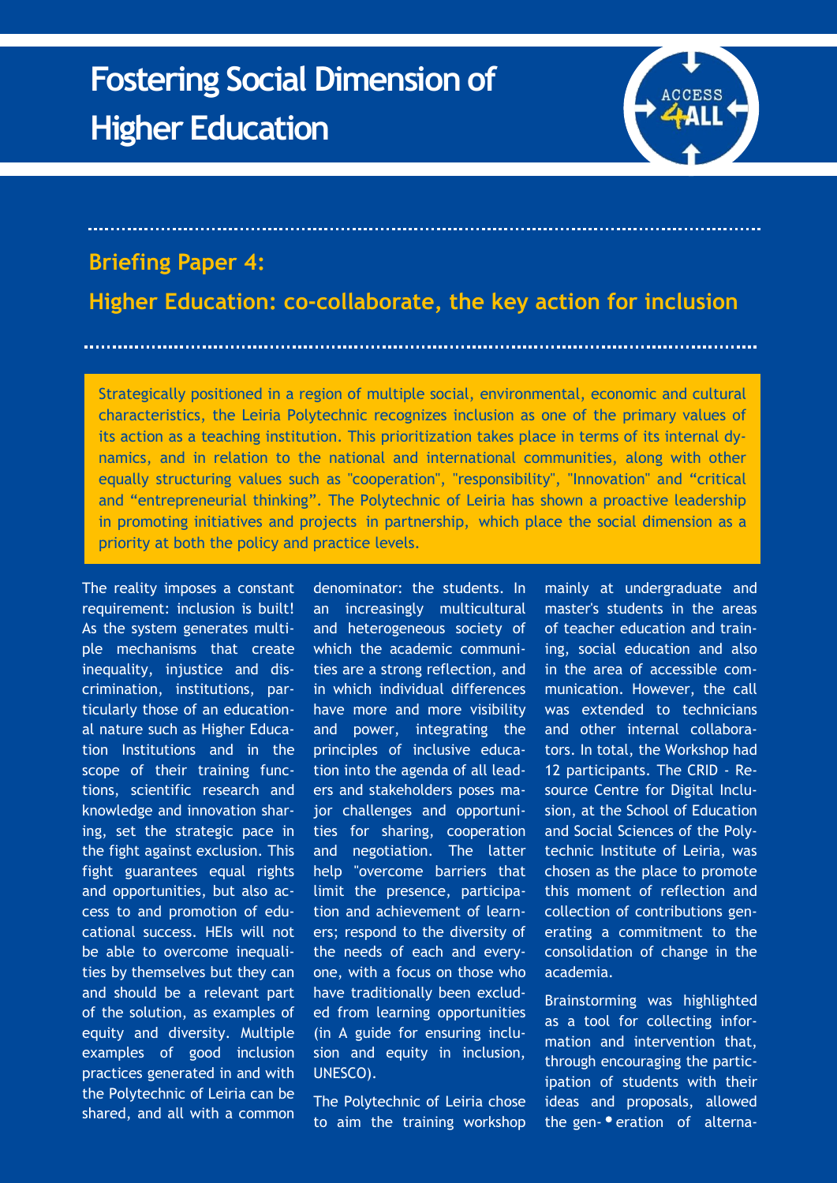# Fostering Social Dimension of Higher Education

ACCESS 4ALL

## Briefing Paper 4:

## Higher Education: co-collaborate, the key action for inclusion

Strategically positioned in a region of multiple social, environmental, economic and cultural characteristics, the Leiria Polytechnic recognizes inclusion as one of the primary values of its action as a teaching institution. This prioritization takes place in terms of its internal dynamics, and in relation to the national and international communities, along with other equally structuring values such as "cooperation", "responsibility", "Innovation" and "critical and "entrepreneurial thinking". The Polytechnic of Leiria has shown a proactive leadership in promoting initiatives and projects in partnership, which place the social dimension as a priority at both the policy and practice levels.

The reality imposes a constant requirement: inclusion is built! As the system generates multiple mechanisms that create inequality, injustice and discrimination, institutions, particularly those of an educational nature such as Higher Education Institutions and in the scope of their training functions, scientific research and knowledge and innovation sharing, set the strategic pace in the fight against exclusion. This fight guarantees equal rights and opportunities, but also access to and promotion of educational success. HEIs will not be able to overcome inequalities by themselves but they can and should be a relevant part of the solution, as examples of equity and diversity. Multiple examples of good inclusion practices generated in and with the Polytechnic of Leiria can be shared, and all with a common denominator: the students. In an increasingly multicultural and heterogeneous society of which the academic communities are a strong reflection, and in which individual differences have more and more visibility and power, integrating the principles of inclusive education into the agenda of all leaders and stakeholders poses major challenges and opportunities for sharing, cooperation and negotiation. The latter help "overcome barriers that limit the presence, participation and achievement of learners; respond to the diversity of the needs of each and everyone, with a focus on those who have traditionally been excluded from learning opportunities (in A guide for ensuring inclusion and equity in inclusion, UNESCO).

The Polytechnic of Leiria chose to aim the training workshop mainly at undergraduate and master's students in the areas of teacher education and training, social education and also in the area of accessible communication. However, the call was extended to technicians and other internal collaborators. In total, the Workshop had 12 participants. The CRID - Resource Centre for Digital Inclusion, at the School of Education and Social Sciences of the Polytechnic Institute of Leiria, was chosen as the place to promote this moment of reflection and collection of contributions generating a commitment to the consolidation of change in the academia.

Brainstorming was highlighted as a tool for collecting information and intervention that, through encouraging the participation of students with their ideas and proposals, allowed the generation of alterna-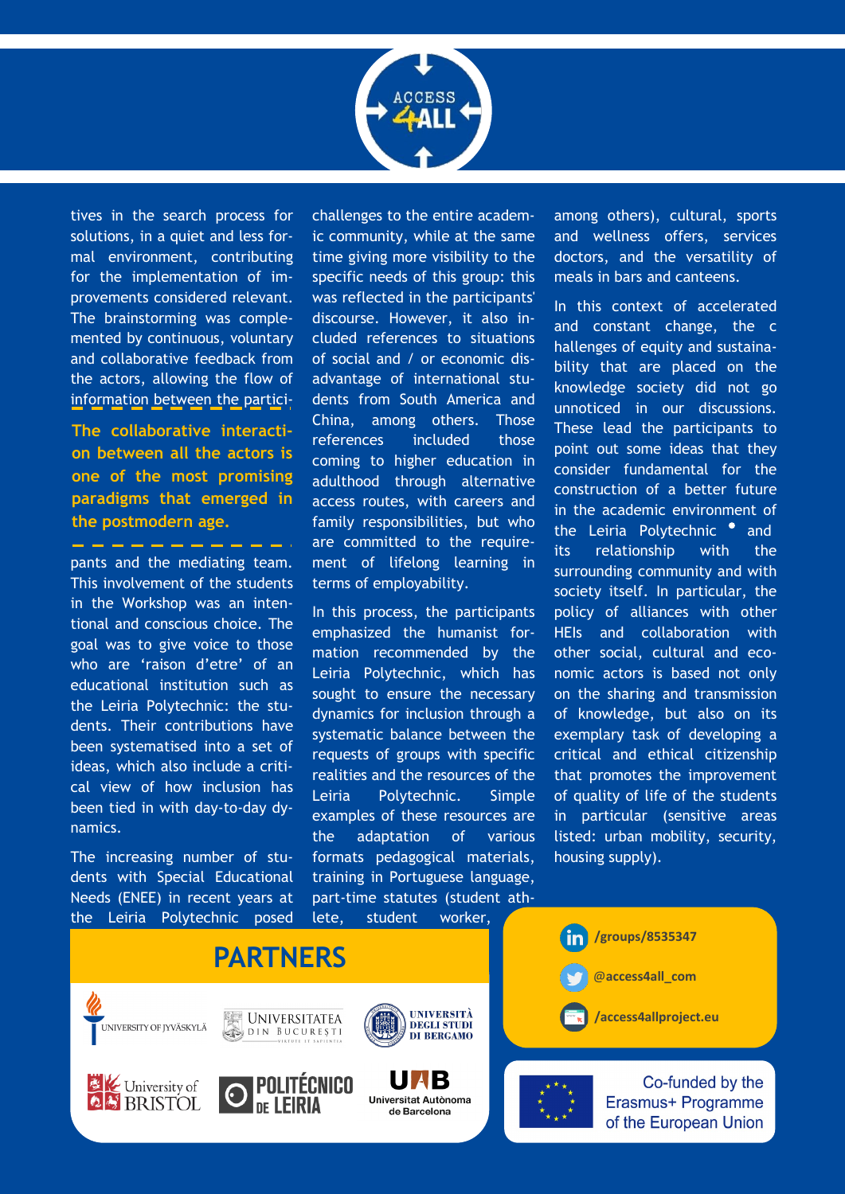tives in the search process for solutions, in a quiet and less formal environment, contributing for the implementation of improvements considered relevant. The brainstorming was complemented by continuous, voluntary and collaborative feedback from the actors, allowing the flow of information between the participants and the mediating team. This involvement of the students in the Workshop was an intentional and conscious choice. The goal was to give voice to those who are 'raison d'etre' of an educational institution such as the Leiria Polytechnic: the students. Their contributions have been systematised into a set of ideas, which also include a critical view of how inclusion has been tied in with day-to-day dynamics.

> **The collaborative interaction between all the actors is one of the most promising paradigms that emerged in the postmodern age.**

The increasing number of students with Special Educational Needs (ENEE) in recent years at the Leiria Polytechnic posed challenges to the entire academic community, while at the same time giving more visibility to the specific needs of this group: this was reflected in the participants' discourse. However, it also included references to situations of social and / or economic disadvantage of international students from South America and China, among others. Those references included those coming to higher education in adulthood through alternative access routes, with careers and family responsibilities, but who are committed to the requirement of lifelong learning in terms of employability.

In this process, the participants emphasized the humanist formation recommended by the Leiria Polytechnic, which has sought to ensure the necessary dynamics for inclusion through a systematic balance between the requests of groups with specific realities and the resources of the Leiria Polytechnic. Simple examples of these resources are the adaptation of various formats pedagogical materials, training in Portuguese language, part-time statutes (student athlete, student worker, among others), cultural, sports and wellness offers, services doctors, and the versatility of meals in bars and canteens.

In this context of accelerated and constant change, the challenges of equity and sustainability that are placed on the knowledge society did not go unnoticed in our discussions. These lead the participants to point out some ideas that they consider fundamental for the construction of a better future in the academic environment of the Leiria Polytechnic • and its relationship with the surrounding community and with society itself. In particular, the policy of alliances with other HEIs and collaboration with other social, cultural and economic actors is based not only on the sharing and transmission of knowledge, but also on its exemplary task of developing a critical and ethical citizenship that promotes the improvement of quality of life of the students in particular (sensitive areas listed: urban mobility, security, housing supply).

## PARTNERS

University of Jyväskylä
Universitatea din București
Università degli Studi di Bergamo
University of Bristol
Politécnico de Leiria
UAB Universitat Autònoma de Barcelona

/groups/8535347
@access4all_com
/access4allproject.eu

Co-funded by the Erasmus+ Programme of the European Union